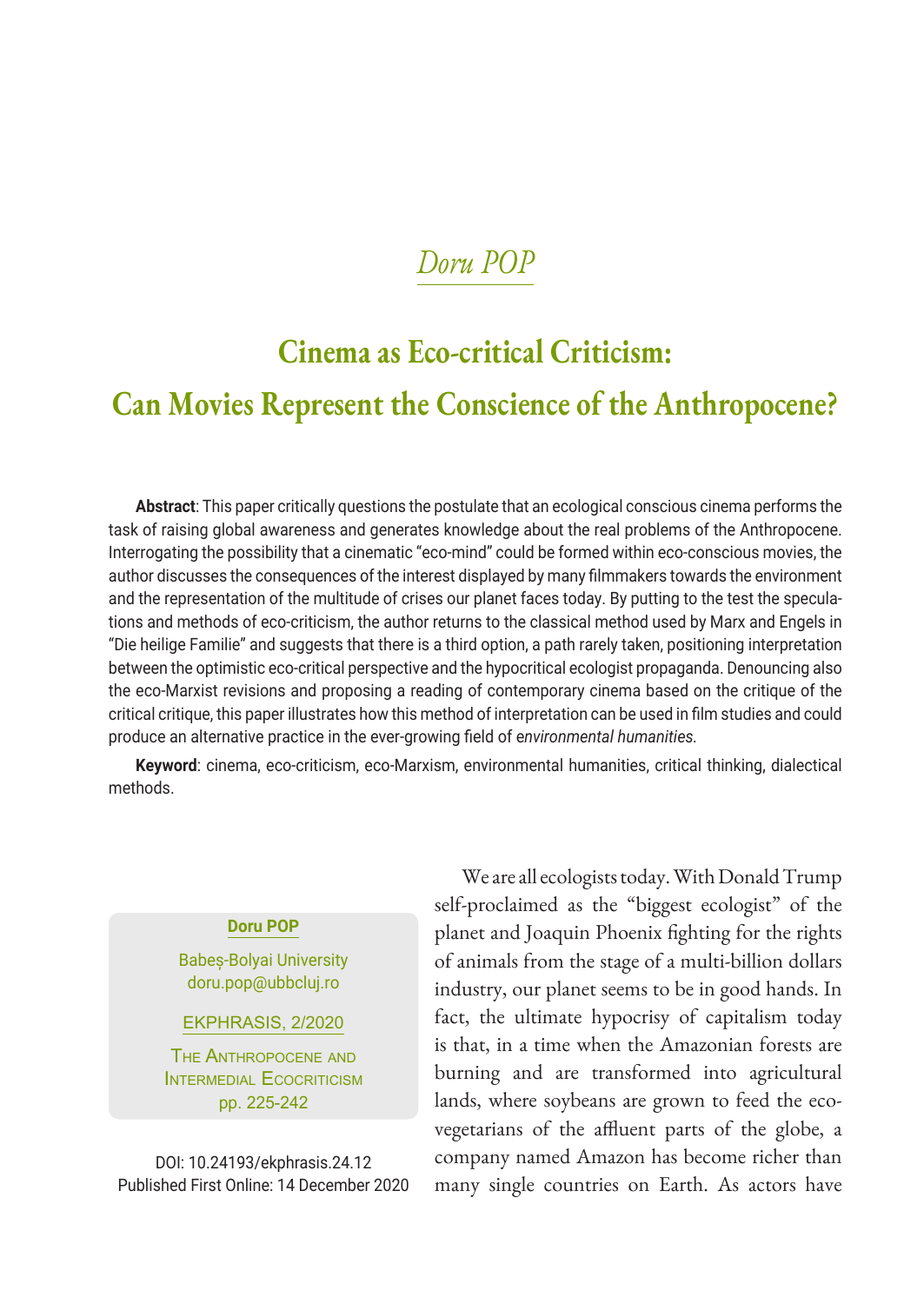*Doru POP*

# Cinema as Eco-critical Criticism: Can Movies Represent the Conscience of the Anthropocene?

**Abstract**: This paper critically questions the postulate that an ecological conscious cinema performs the task of raising global awareness and generates knowledge about the real problems of the Anthropocene. Interrogating the possibility that a cinematic "eco-mind" could be formed within eco-conscious movies, the author discusses the consequences of the interest displayed by many filmmakers towards the environment and the representation of the multitude of crises our planet faces today. By putting to the test the speculations and methods of eco-criticism, the author returns to the classical method used by Marx and Engels in "Die heilige Familie" and suggests that there is a third option, a path rarely taken, positioning interpretation between the optimistic eco-critical perspective and the hypocritical ecologist propaganda. Denouncing also the eco-Marxist revisions and proposing a reading of contemporary cinema based on the critique of the critical critique, this paper illustrates how this method of interpretation can be used in film studies and could produce an alternative practice in the ever-growing field of e*nvironmental humanities.*

**Keyword**: cinema, eco-criticism, eco-Marxism, environmental humanities, critical thinking, dialectical methods.

**Doru POP**

Babeș-Bolyai University
doru.pop@ubbcluj.ro

EKPHRASIS, 2/2020

The Anthropocene and Intermedial Ecocriticism
pp. 225-242

DOI: 10.24193/ekphrasis.24.12
Published First Online: 14 December 2020

We are all ecologists today. With Donald Trump self-proclaimed as the "biggest ecologist" of the planet and Joaquin Phoenix fighting for the rights of animals from the stage of a multi-billion dollars industry, our planet seems to be in good hands. In fact, the ultimate hypocrisy of capitalism today is that, in a time when the Amazonian forests are burning and are transformed into agricultural lands, where soybeans are grown to feed the eco-vegetarians of the affluent parts of the globe, a company named Amazon has become richer than many single countries on Earth. As actors have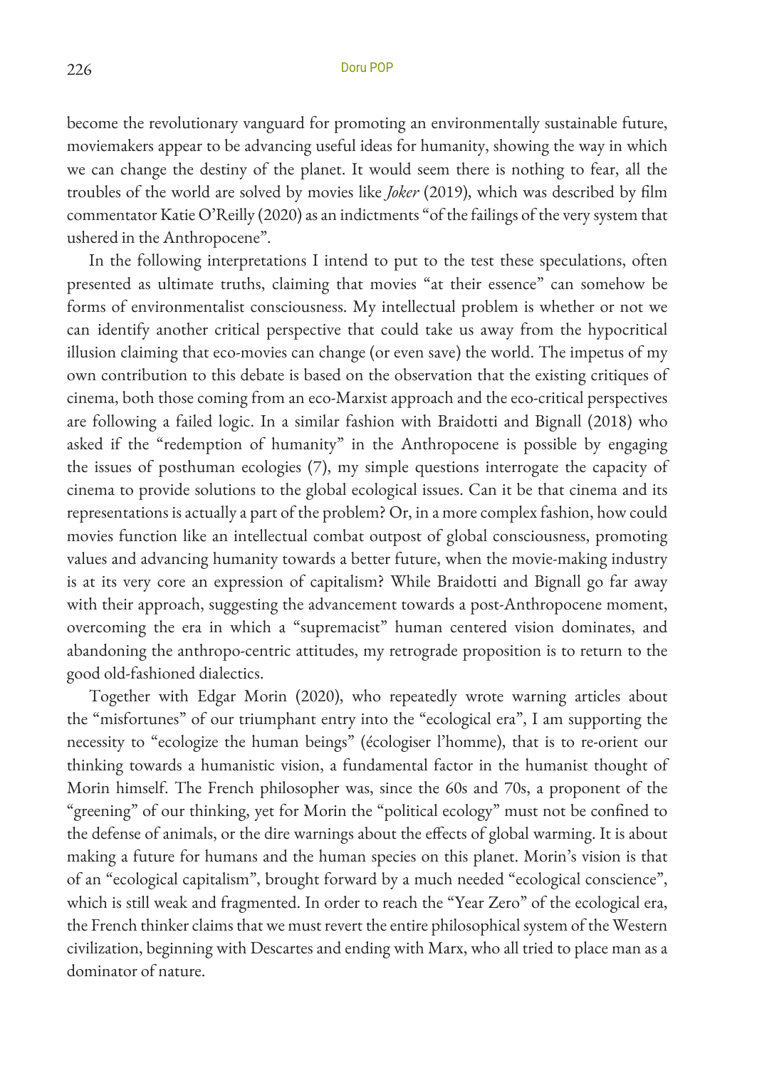become the revolutionary vanguard for promoting an environmentally sustainable future, moviemakers appear to be advancing useful ideas for humanity, showing the way in which we can change the destiny of the planet. It would seem there is nothing to fear, all the troubles of the world are solved by movies like *Joker* (2019), which was described by film commentator Katie O'Reilly (2020) as an indictments "of the failings of the very system that ushered in the Anthropocene".

In the following interpretations I intend to put to the test these speculations, often presented as ultimate truths, claiming that movies "at their essence" can somehow be forms of environmentalist consciousness. My intellectual problem is whether or not we can identify another critical perspective that could take us away from the hypocritical illusion claiming that eco-movies can change (or even save) the world. The impetus of my own contribution to this debate is based on the observation that the existing critiques of cinema, both those coming from an eco-Marxist approach and the eco-critical perspectives are following a failed logic. In a similar fashion with Braidotti and Bignall (2018) who asked if the "redemption of humanity" in the Anthropocene is possible by engaging the issues of posthuman ecologies (7), my simple questions interrogate the capacity of cinema to provide solutions to the global ecological issues. Can it be that cinema and its representations is actually a part of the problem? Or, in a more complex fashion, how could movies function like an intellectual combat outpost of global consciousness, promoting values and advancing humanity towards a better future, when the movie-making industry is at its very core an expression of capitalism? While Braidotti and Bignall go far away with their approach, suggesting the advancement towards a post-Anthropocene moment, overcoming the era in which a "supremacist" human centered vision dominates, and abandoning the anthropo-centric attitudes, my retrograde proposition is to return to the good old-fashioned dialectics.

Together with Edgar Morin (2020), who repeatedly wrote warning articles about the "misfortunes" of our triumphant entry into the "ecological era", I am supporting the necessity to "ecologize the human beings" (écologiser l'homme), that is to re-orient our thinking towards a humanistic vision, a fundamental factor in the humanist thought of Morin himself. The French philosopher was, since the 60s and 70s, a proponent of the "greening" of our thinking, yet for Morin the "political ecology" must not be confined to the defense of animals, or the dire warnings about the effects of global warming. It is about making a future for humans and the human species on this planet. Morin's vision is that of an "ecological capitalism", brought forward by a much needed "ecological conscience", which is still weak and fragmented. In order to reach the "Year Zero" of the ecological era, the French thinker claims that we must revert the entire philosophical system of the Western civilization, beginning with Descartes and ending with Marx, who all tried to place man as a dominator of nature.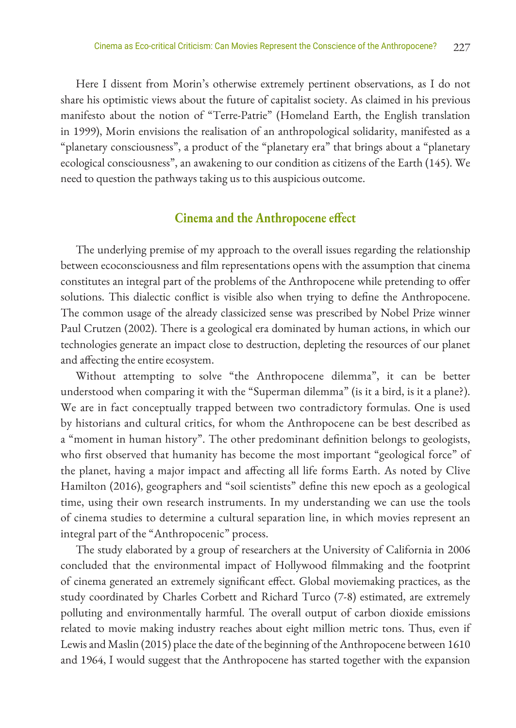Here I dissent from Morin's otherwise extremely pertinent observations, as I do not share his optimistic views about the future of capitalist society. As claimed in his previous manifesto about the notion of "Terre-Patrie" (Homeland Earth, the English translation in 1999), Morin envisions the realisation of an anthropological solidarity, manifested as a "planetary consciousness", a product of the "planetary era" that brings about a "planetary ecological consciousness", an awakening to our condition as citizens of the Earth (145). We need to question the pathways taking us to this auspicious outcome.

## Cinema and the Anthropocene effect

The underlying premise of my approach to the overall issues regarding the relationship between ecoconsciousness and film representations opens with the assumption that cinema constitutes an integral part of the problems of the Anthropocene while pretending to offer solutions. This dialectic conflict is visible also when trying to define the Anthropocene. The common usage of the already classicized sense was prescribed by Nobel Prize winner Paul Crutzen (2002). There is a geological era dominated by human actions, in which our technologies generate an impact close to destruction, depleting the resources of our planet and affecting the entire ecosystem.

Without attempting to solve "the Anthropocene dilemma", it can be better understood when comparing it with the "Superman dilemma" (is it a bird, is it a plane?). We are in fact conceptually trapped between two contradictory formulas. One is used by historians and cultural critics, for whom the Anthropocene can be best described as a "moment in human history". The other predominant definition belongs to geologists, who first observed that humanity has become the most important "geological force" of the planet, having a major impact and affecting all life forms Earth. As noted by Clive Hamilton (2016), geographers and "soil scientists" define this new epoch as a geological time, using their own research instruments. In my understanding we can use the tools of cinema studies to determine a cultural separation line, in which movies represent an integral part of the "Anthropocenic" process.

The study elaborated by a group of researchers at the University of California in 2006 concluded that the environmental impact of Hollywood filmmaking and the footprint of cinema generated an extremely significant effect. Global moviemaking practices, as the study coordinated by Charles Corbett and Richard Turco (7-8) estimated, are extremely polluting and environmentally harmful. The overall output of carbon dioxide emissions related to movie making industry reaches about eight million metric tons. Thus, even if Lewis and Maslin (2015) place the date of the beginning of the Anthropocene between 1610 and 1964, I would suggest that the Anthropocene has started together with the expansion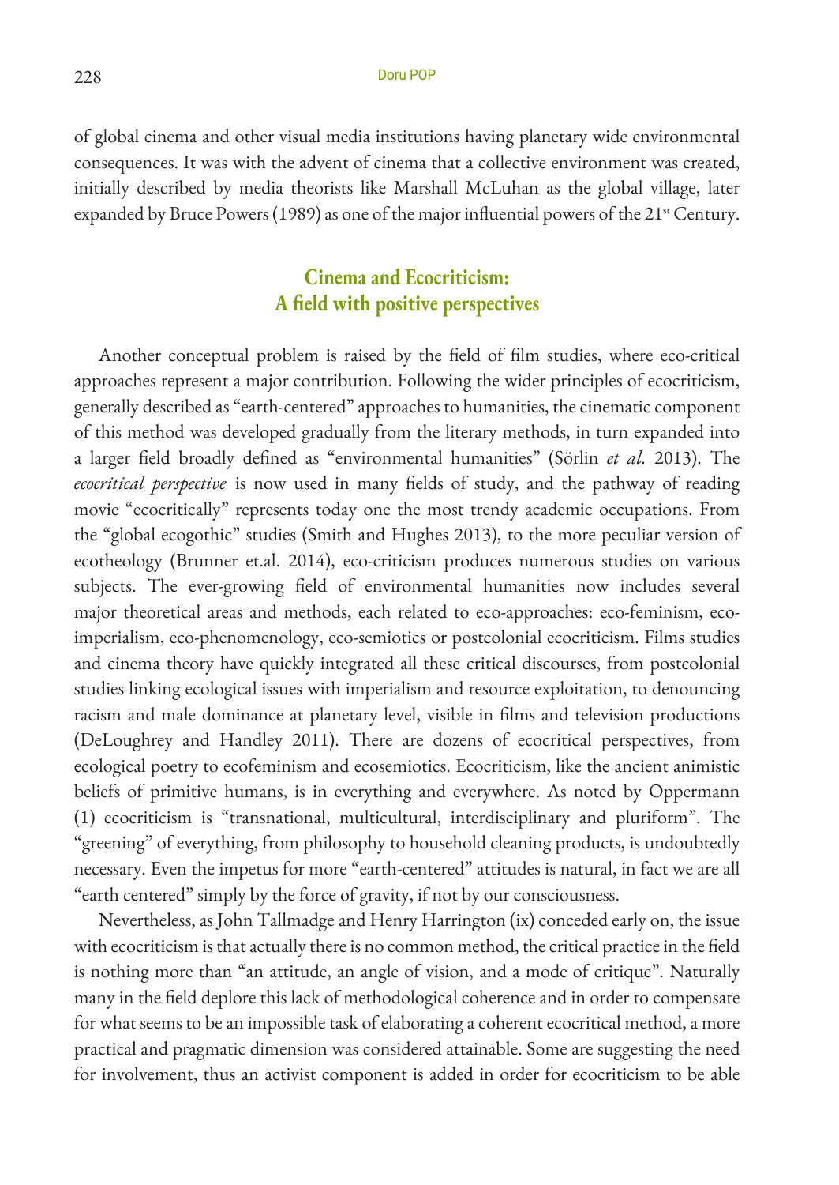of global cinema and other visual media institutions having planetary wide environmental consequences. It was with the advent of cinema that a collective environment was created, initially described by media theorists like Marshall McLuhan as the global village, later expanded by Bruce Powers (1989) as one of the major influential powers of the 21st Century.

## Cinema and Ecocriticism: A field with positive perspectives

Another conceptual problem is raised by the field of film studies, where eco-critical approaches represent a major contribution. Following the wider principles of ecocriticism, generally described as "earth-centered" approaches to humanities, the cinematic component of this method was developed gradually from the literary methods, in turn expanded into a larger field broadly defined as "environmental humanities" (Sörlin *et al.* 2013). The *ecocritical perspective* is now used in many fields of study, and the pathway of reading movie "ecocritically" represents today one the most trendy academic occupations. From the "global ecogothic" studies (Smith and Hughes 2013), to the more peculiar version of ecotheology (Brunner et.al. 2014), eco-criticism produces numerous studies on various subjects. The ever-growing field of environmental humanities now includes several major theoretical areas and methods, each related to eco-approaches: eco-feminism, eco-imperialism, eco-phenomenology, eco-semiotics or postcolonial ecocriticism. Films studies and cinema theory have quickly integrated all these critical discourses, from postcolonial studies linking ecological issues with imperialism and resource exploitation, to denouncing racism and male dominance at planetary level, visible in films and television productions (DeLoughrey and Handley 2011). There are dozens of ecocritical perspectives, from ecological poetry to ecofeminism and ecosemiotics. Ecocriticism, like the ancient animistic beliefs of primitive humans, is in everything and everywhere. As noted by Oppermann (1) ecocriticism is "transnational, multicultural, interdisciplinary and pluriform". The "greening" of everything, from philosophy to household cleaning products, is undoubtedly necessary. Even the impetus for more "earth-centered" attitudes is natural, in fact we are all "earth centered" simply by the force of gravity, if not by our consciousness.

Nevertheless, as John Tallmadge and Henry Harrington (ix) conceded early on, the issue with ecocriticism is that actually there is no common method, the critical practice in the field is nothing more than "an attitude, an angle of vision, and a mode of critique". Naturally many in the field deplore this lack of methodological coherence and in order to compensate for what seems to be an impossible task of elaborating a coherent ecocritical method, a more practical and pragmatic dimension was considered attainable. Some are suggesting the need for involvement, thus an activist component is added in order for ecocriticism to be able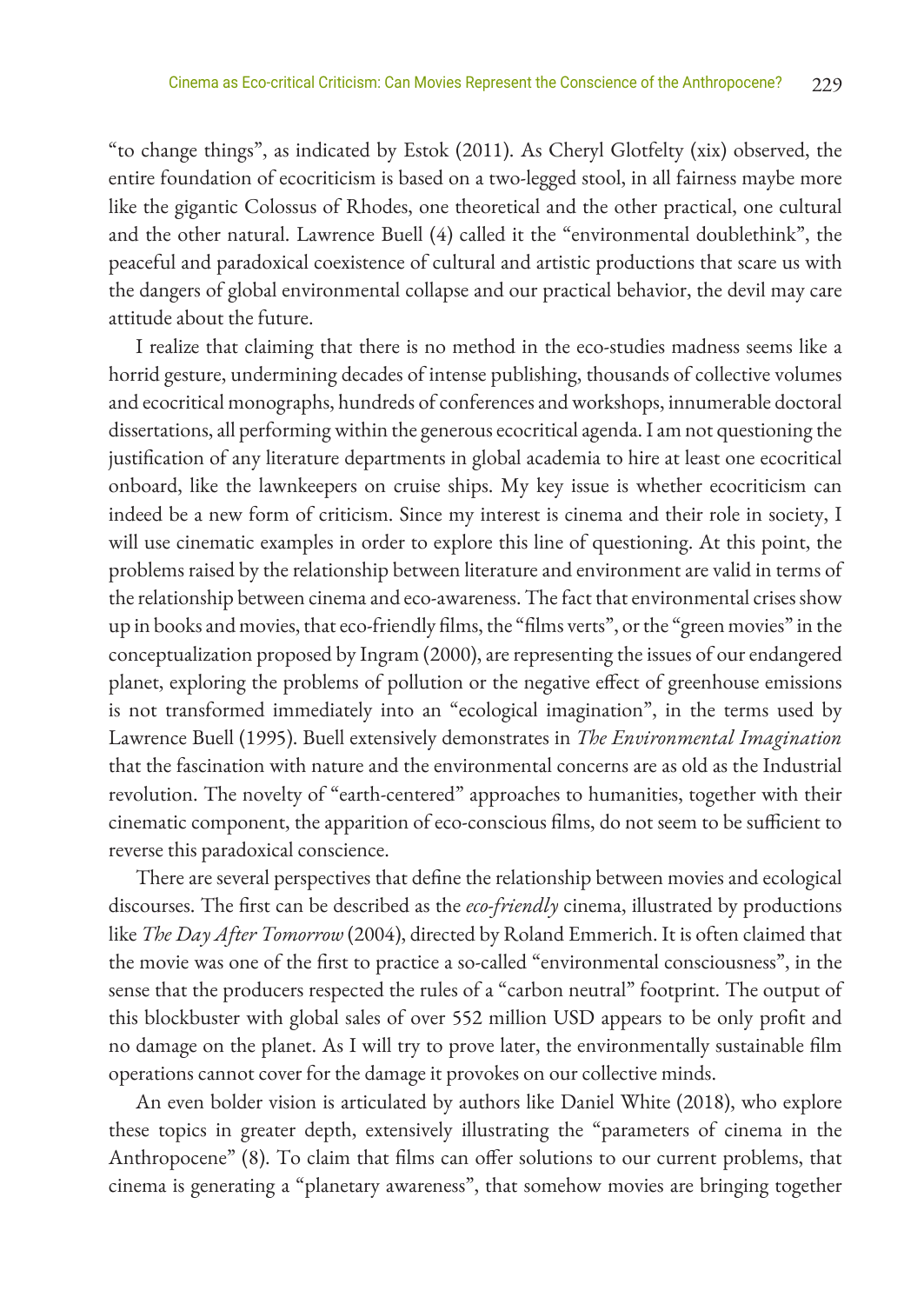"to change things", as indicated by Estok (2011). As Cheryl Glotfelty (xix) observed, the entire foundation of ecocriticism is based on a two-legged stool, in all fairness maybe more like the gigantic Colossus of Rhodes, one theoretical and the other practical, one cultural and the other natural. Lawrence Buell (4) called it the "environmental doublethink", the peaceful and paradoxical coexistence of cultural and artistic productions that scare us with the dangers of global environmental collapse and our practical behavior, the devil may care attitude about the future.

I realize that claiming that there is no method in the eco-studies madness seems like a horrid gesture, undermining decades of intense publishing, thousands of collective volumes and ecocritical monographs, hundreds of conferences and workshops, innumerable doctoral dissertations, all performing within the generous ecocritical agenda. I am not questioning the justification of any literature departments in global academia to hire at least one ecocritical onboard, like the lawnkeepers on cruise ships. My key issue is whether ecocriticism can indeed be a new form of criticism. Since my interest is cinema and their role in society, I will use cinematic examples in order to explore this line of questioning. At this point, the problems raised by the relationship between literature and environment are valid in terms of the relationship between cinema and eco-awareness. The fact that environmental crises show up in books and movies, that eco-friendly films, the "films verts", or the "green movies" in the conceptualization proposed by Ingram (2000), are representing the issues of our endangered planet, exploring the problems of pollution or the negative effect of greenhouse emissions is not transformed immediately into an "ecological imagination", in the terms used by Lawrence Buell (1995). Buell extensively demonstrates in *The Environmental Imagination* that the fascination with nature and the environmental concerns are as old as the Industrial revolution. The novelty of "earth-centered" approaches to humanities, together with their cinematic component, the apparition of eco-conscious films, do not seem to be sufficient to reverse this paradoxical conscience.

There are several perspectives that define the relationship between movies and ecological discourses. The first can be described as the *eco-friendly* cinema, illustrated by productions like *The Day After Tomorrow* (2004), directed by Roland Emmerich. It is often claimed that the movie was one of the first to practice a so-called "environmental consciousness", in the sense that the producers respected the rules of a "carbon neutral" footprint. The output of this blockbuster with global sales of over 552 million USD appears to be only profit and no damage on the planet. As I will try to prove later, the environmentally sustainable film operations cannot cover for the damage it provokes on our collective minds.

An even bolder vision is articulated by authors like Daniel White (2018), who explore these topics in greater depth, extensively illustrating the "parameters of cinema in the Anthropocene" (8). To claim that films can offer solutions to our current problems, that cinema is generating a "planetary awareness", that somehow movies are bringing together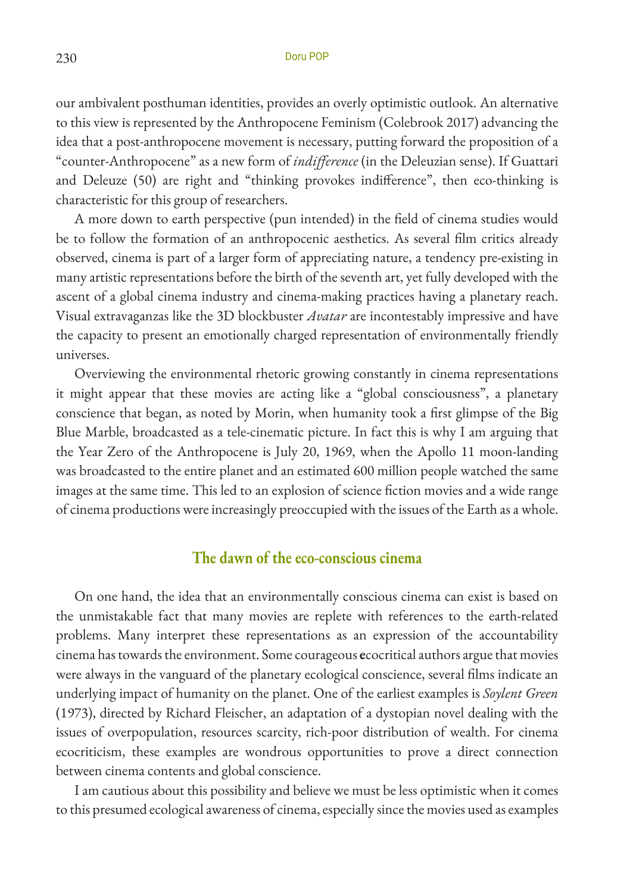our ambivalent posthuman identities, provides an overly optimistic outlook. An alternative to this view is represented by the Anthropocene Feminism (Colebrook 2017) advancing the idea that a post-anthropocene movement is necessary, putting forward the proposition of a "counter-Anthropocene" as a new form of *indifference* (in the Deleuzian sense). If Guattari and Deleuze (50) are right and "thinking provokes indifference", then eco-thinking is characteristic for this group of researchers.

A more down to earth perspective (pun intended) in the field of cinema studies would be to follow the formation of an anthropocenic aesthetics. As several film critics already observed, cinema is part of a larger form of appreciating nature, a tendency pre-existing in many artistic representations before the birth of the seventh art, yet fully developed with the ascent of a global cinema industry and cinema-making practices having a planetary reach. Visual extravaganzas like the 3D blockbuster *Avatar* are incontestably impressive and have the capacity to present an emotionally charged representation of environmentally friendly universes.

Overviewing the environmental rhetoric growing constantly in cinema representations it might appear that these movies are acting like a "global consciousness", a planetary conscience that began, as noted by Morin, when humanity took a first glimpse of the Big Blue Marble, broadcasted as a tele-cinematic picture. In fact this is why I am arguing that the Year Zero of the Anthropocene is July 20, 1969, when the Apollo 11 moon-landing was broadcasted to the entire planet and an estimated 600 million people watched the same images at the same time. This led to an explosion of science fiction movies and a wide range of cinema productions were increasingly preoccupied with the issues of the Earth as a whole.

## The dawn of the eco-conscious cinema

On one hand, the idea that an environmentally conscious cinema can exist is based on the unmistakable fact that many movies are replete with references to the earth-related problems. Many interpret these representations as an expression of the accountability cinema has towards the environment. Some courageous ecocritical authors argue that movies were always in the vanguard of the planetary ecological conscience, several films indicate an underlying impact of humanity on the planet. One of the earliest examples is *Soylent Green* (1973), directed by Richard Fleischer, an adaptation of a dystopian novel dealing with the issues of overpopulation, resources scarcity, rich-poor distribution of wealth. For cinema ecocriticism, these examples are wondrous opportunities to prove a direct connection between cinema contents and global conscience.

I am cautious about this possibility and believe we must be less optimistic when it comes to this presumed ecological awareness of cinema, especially since the movies used as examples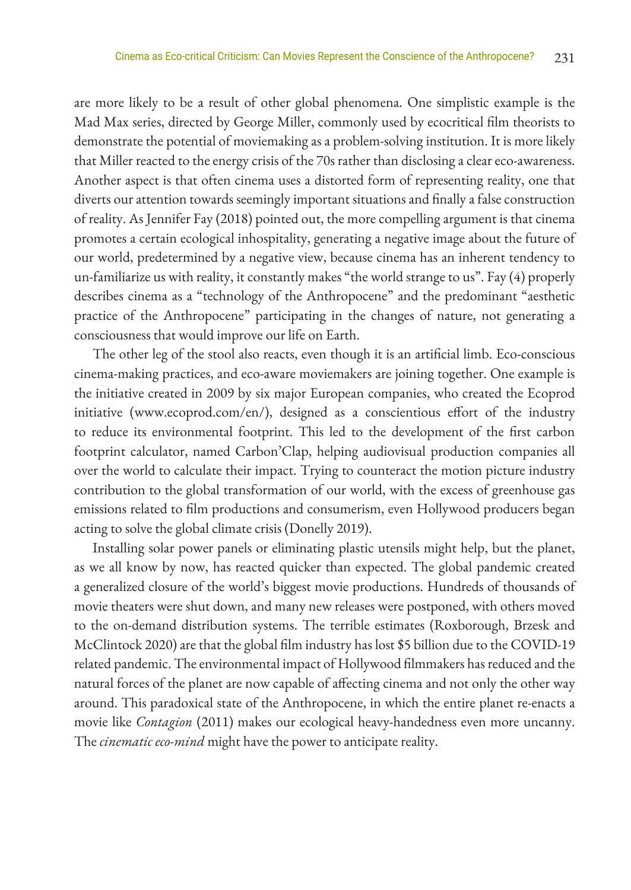are more likely to be a result of other global phenomena. One simplistic example is the Mad Max series, directed by George Miller, commonly used by ecocritical film theorists to demonstrate the potential of moviemaking as a problem-solving institution. It is more likely that Miller reacted to the energy crisis of the 70s rather than disclosing a clear eco-awareness. Another aspect is that often cinema uses a distorted form of representing reality, one that diverts our attention towards seemingly important situations and finally a false construction of reality. As Jennifer Fay (2018) pointed out, the more compelling argument is that cinema promotes a certain ecological inhospitality, generating a negative image about the future of our world, predetermined by a negative view, because cinema has an inherent tendency to un-familiarize us with reality, it constantly makes "the world strange to us". Fay (4) properly describes cinema as a "technology of the Anthropocene" and the predominant "aesthetic practice of the Anthropocene" participating in the changes of nature, not generating a consciousness that would improve our life on Earth.

The other leg of the stool also reacts, even though it is an artificial limb. Eco-conscious cinema-making practices, and eco-aware moviemakers are joining together. One example is the initiative created in 2009 by six major European companies, who created the Ecoprod initiative (www.ecoprod.com/en/), designed as a conscientious effort of the industry to reduce its environmental footprint. This led to the development of the first carbon footprint calculator, named Carbon'Clap, helping audiovisual production companies all over the world to calculate their impact. Trying to counteract the motion picture industry contribution to the global transformation of our world, with the excess of greenhouse gas emissions related to film productions and consumerism, even Hollywood producers began acting to solve the global climate crisis (Donelly 2019).

Installing solar power panels or eliminating plastic utensils might help, but the planet, as we all know by now, has reacted quicker than expected. The global pandemic created a generalized closure of the world's biggest movie productions. Hundreds of thousands of movie theaters were shut down, and many new releases were postponed, with others moved to the on-demand distribution systems. The terrible estimates (Roxborough, Brzesk and McClintock 2020) are that the global film industry has lost $5 billion due to the COVID-19 related pandemic. The environmental impact of Hollywood filmmakers has reduced and the natural forces of the planet are now capable of affecting cinema and not only the other way around. This paradoxical state of the Anthropocene, in which the entire planet re-enacts a movie like *Contagion* (2011) makes our ecological heavy-handedness even more uncanny. The *cinematic eco-mind* might have the power to anticipate reality.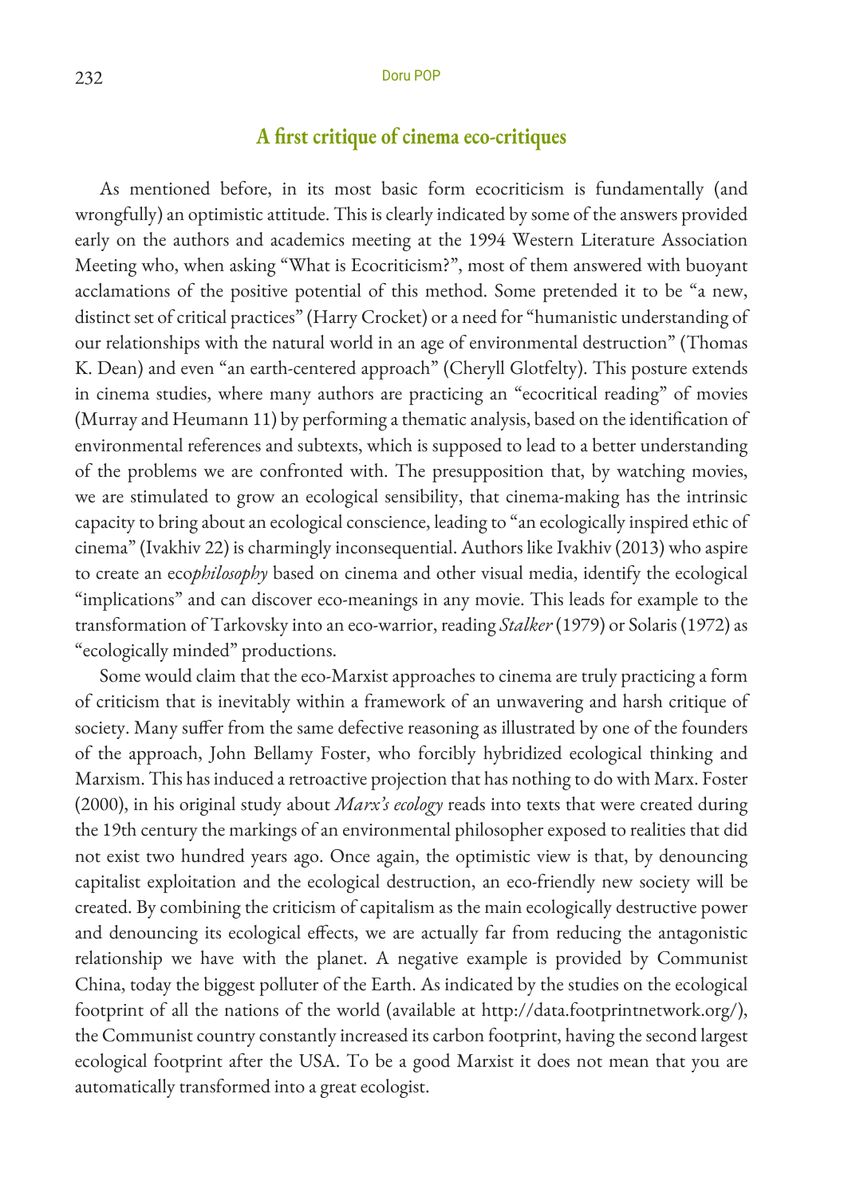## A first critique of cinema eco-critiques

As mentioned before, in its most basic form ecocriticism is fundamentally (and wrongfully) an optimistic attitude. This is clearly indicated by some of the answers provided early on the authors and academics meeting at the 1994 Western Literature Association Meeting who, when asking "What is Ecocriticism?", most of them answered with buoyant acclamations of the positive potential of this method. Some pretended it to be "a new, distinct set of critical practices" (Harry Crocket) or a need for "humanistic understanding of our relationships with the natural world in an age of environmental destruction" (Thomas K. Dean) and even "an earth-centered approach" (Cheryll Glotfelty). This posture extends in cinema studies, where many authors are practicing an "ecocritical reading" of movies (Murray and Heumann 11) by performing a thematic analysis, based on the identification of environmental references and subtexts, which is supposed to lead to a better understanding of the problems we are confronted with. The presupposition that, by watching movies, we are stimulated to grow an ecological sensibility, that cinema-making has the intrinsic capacity to bring about an ecological conscience, leading to "an ecologically inspired ethic of cinema" (Ivakhiv 22) is charmingly inconsequential. Authors like Ivakhiv (2013) who aspire to create an eco*philosophy* based on cinema and other visual media, identify the ecological "implications" and can discover eco-meanings in any movie. This leads for example to the transformation of Tarkovsky into an eco-warrior, reading *Stalker* (1979) or Solaris (1972) as "ecologically minded" productions.

Some would claim that the eco-Marxist approaches to cinema are truly practicing a form of criticism that is inevitably within a framework of an unwavering and harsh critique of society. Many suffer from the same defective reasoning as illustrated by one of the founders of the approach, John Bellamy Foster, who forcibly hybridized ecological thinking and Marxism. This has induced a retroactive projection that has nothing to do with Marx. Foster (2000), in his original study about *Marx's ecology* reads into texts that were created during the 19th century the markings of an environmental philosopher exposed to realities that did not exist two hundred years ago. Once again, the optimistic view is that, by denouncing capitalist exploitation and the ecological destruction, an eco-friendly new society will be created. By combining the criticism of capitalism as the main ecologically destructive power and denouncing its ecological effects, we are actually far from reducing the antagonistic relationship we have with the planet. A negative example is provided by Communist China, today the biggest polluter of the Earth. As indicated by the studies on the ecological footprint of all the nations of the world (available at http://data.footprintnetwork.org/), the Communist country constantly increased its carbon footprint, having the second largest ecological footprint after the USA. To be a good Marxist it does not mean that you are automatically transformed into a great ecologist.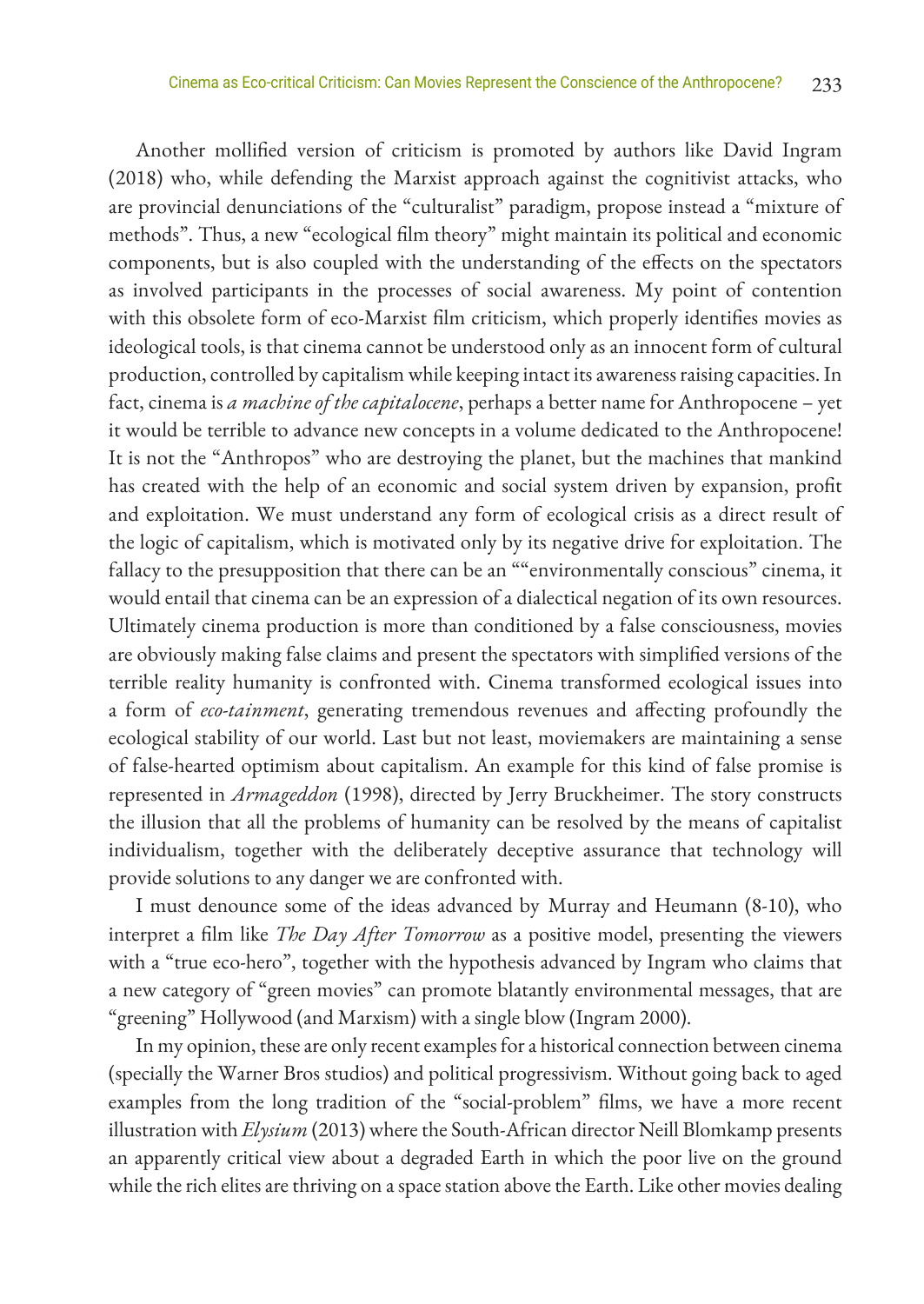Another mollified version of criticism is promoted by authors like David Ingram (2018) who, while defending the Marxist approach against the cognitivist attacks, who are provincial denunciations of the "culturalist" paradigm, propose instead a "mixture of methods". Thus, a new "ecological film theory" might maintain its political and economic components, but is also coupled with the understanding of the effects on the spectators as involved participants in the processes of social awareness. My point of contention with this obsolete form of eco-Marxist film criticism, which properly identifies movies as ideological tools, is that cinema cannot be understood only as an innocent form of cultural production, controlled by capitalism while keeping intact its awareness raising capacities. In fact, cinema is *a machine of the capitalocene*, perhaps a better name for Anthropocene – yet it would be terrible to advance new concepts in a volume dedicated to the Anthropocene! It is not the "Anthropos" who are destroying the planet, but the machines that mankind has created with the help of an economic and social system driven by expansion, profit and exploitation. We must understand any form of ecological crisis as a direct result of the logic of capitalism, which is motivated only by its negative drive for exploitation. The fallacy to the presupposition that there can be an ""environmentally conscious" cinema, it would entail that cinema can be an expression of a dialectical negation of its own resources. Ultimately cinema production is more than conditioned by a false consciousness, movies are obviously making false claims and present the spectators with simplified versions of the terrible reality humanity is confronted with. Cinema transformed ecological issues into a form of *eco-tainment*, generating tremendous revenues and affecting profoundly the ecological stability of our world. Last but not least, moviemakers are maintaining a sense of false-hearted optimism about capitalism. An example for this kind of false promise is represented in *Armageddon* (1998), directed by Jerry Bruckheimer. The story constructs the illusion that all the problems of humanity can be resolved by the means of capitalist individualism, together with the deliberately deceptive assurance that technology will provide solutions to any danger we are confronted with.

I must denounce some of the ideas advanced by Murray and Heumann (8-10), who interpret a film like *The Day After Tomorrow* as a positive model, presenting the viewers with a "true eco-hero", together with the hypothesis advanced by Ingram who claims that a new category of "green movies" can promote blatantly environmental messages, that are "greening" Hollywood (and Marxism) with a single blow (Ingram 2000).

In my opinion, these are only recent examples for a historical connection between cinema (specially the Warner Bros studios) and political progressivism. Without going back to aged examples from the long tradition of the "social-problem" films, we have a more recent illustration with *Elysium* (2013) where the South-African director Neill Blomkamp presents an apparently critical view about a degraded Earth in which the poor live on the ground while the rich elites are thriving on a space station above the Earth. Like other movies dealing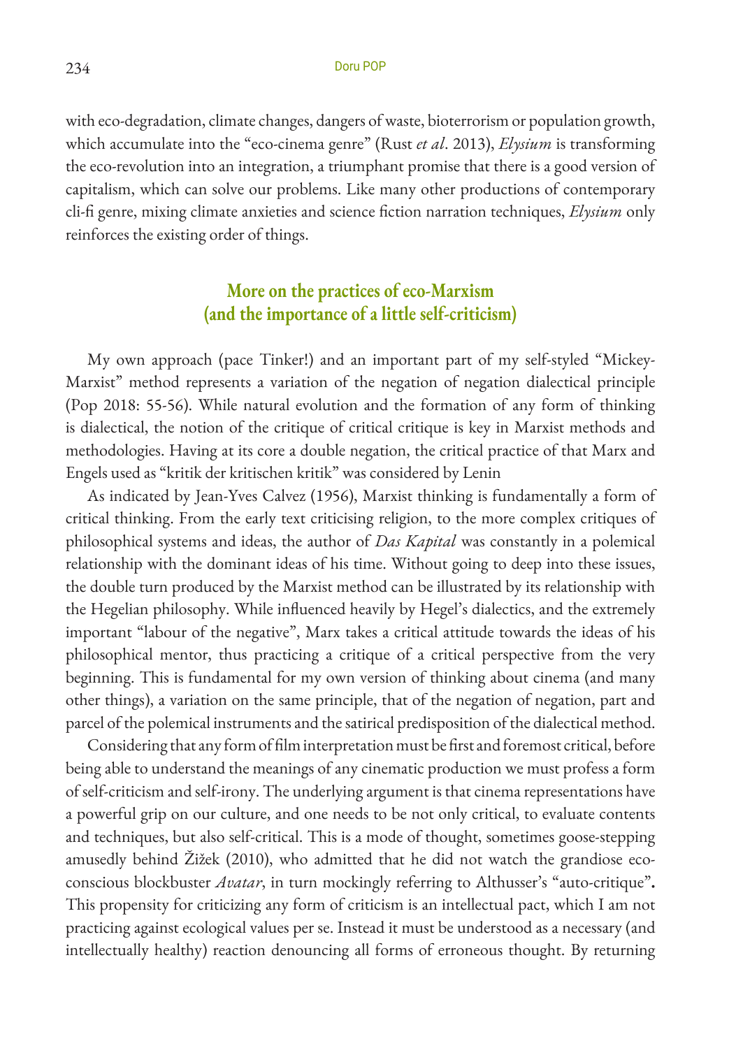with eco-degradation, climate changes, dangers of waste, bioterrorism or population growth, which accumulate into the "eco-cinema genre" (Rust *et al*. 2013), *Elysium* is transforming the eco-revolution into an integration, a triumphant promise that there is a good version of capitalism, which can solve our problems. Like many other productions of contemporary cli-fi genre, mixing climate anxieties and science fiction narration techniques, *Elysium* only reinforces the existing order of things.

## More on the practices of eco-Marxism (and the importance of a little self-criticism)

My own approach (pace Tinker!) and an important part of my self-styled "Mickey-Marxist" method represents a variation of the negation of negation dialectical principle (Pop 2018: 55-56). While natural evolution and the formation of any form of thinking is dialectical, the notion of the critique of critical critique is key in Marxist methods and methodologies. Having at its core a double negation, the critical practice of that Marx and Engels used as "kritik der kritischen kritik" was considered by Lenin

As indicated by Jean-Yves Calvez (1956), Marxist thinking is fundamentally a form of critical thinking. From the early text criticising religion, to the more complex critiques of philosophical systems and ideas, the author of *Das Kapital* was constantly in a polemical relationship with the dominant ideas of his time. Without going to deep into these issues, the double turn produced by the Marxist method can be illustrated by its relationship with the Hegelian philosophy. While influenced heavily by Hegel's dialectics, and the extremely important "labour of the negative", Marx takes a critical attitude towards the ideas of his philosophical mentor, thus practicing a critique of a critical perspective from the very beginning. This is fundamental for my own version of thinking about cinema (and many other things), a variation on the same principle, that of the negation of negation, part and parcel of the polemical instruments and the satirical predisposition of the dialectical method.

Considering that any form of film interpretation must be first and foremost critical, before being able to understand the meanings of any cinematic production we must profess a form of self-criticism and self-irony. The underlying argument is that cinema representations have a powerful grip on our culture, and one needs to be not only critical, to evaluate contents and techniques, but also self-critical. This is a mode of thought, sometimes goose-stepping amusedly behind Žižek (2010), who admitted that he did not watch the grandiose eco-conscious blockbuster *Avatar*, in turn mockingly referring to Althusser's "auto-critique"**.** This propensity for criticizing any form of criticism is an intellectual pact, which I am not practicing against ecological values per se. Instead it must be understood as a necessary (and intellectually healthy) reaction denouncing all forms of erroneous thought. By returning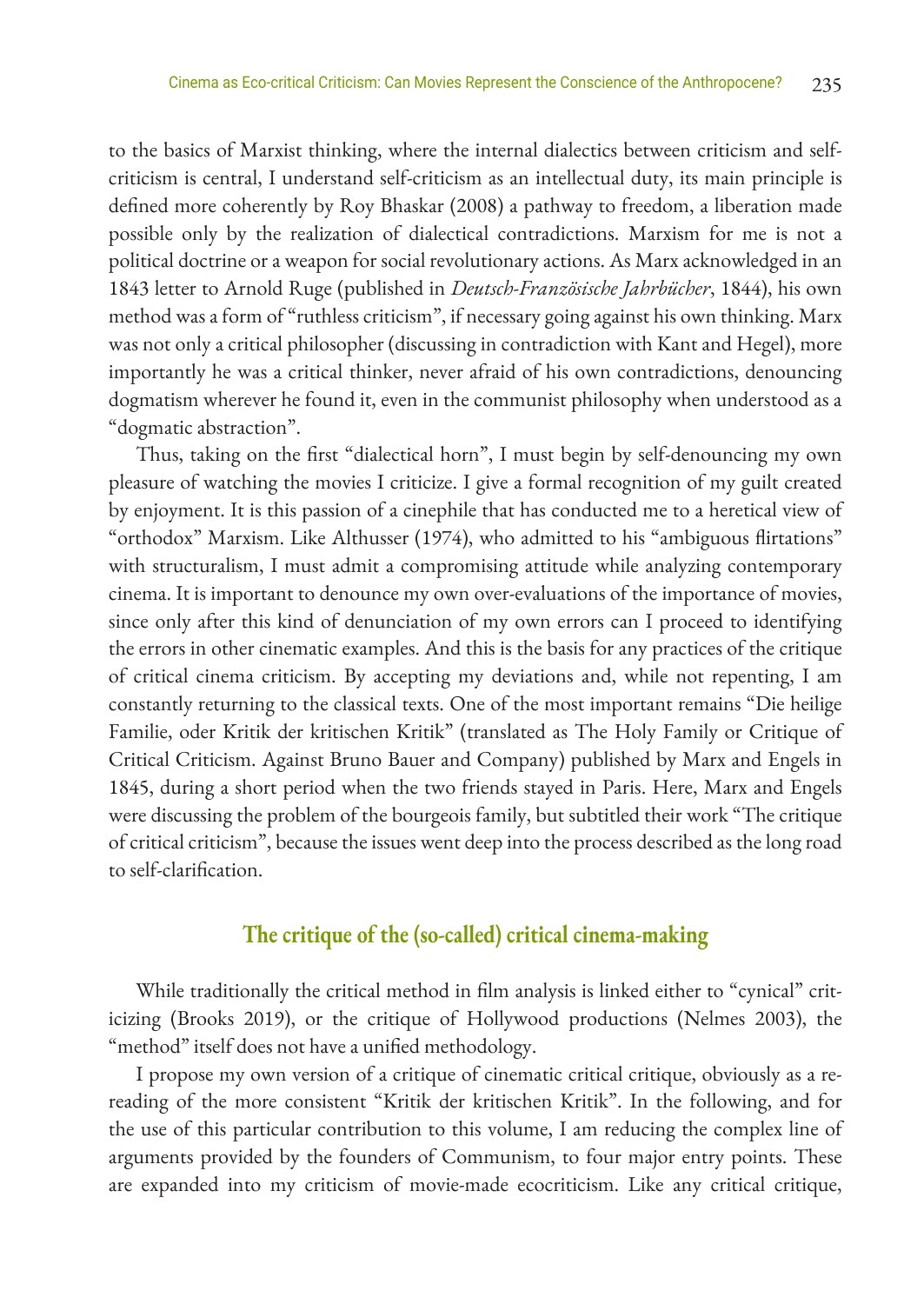to the basics of Marxist thinking, where the internal dialectics between criticism and self-criticism is central, I understand self-criticism as an intellectual duty, its main principle is defined more coherently by Roy Bhaskar (2008) a pathway to freedom, a liberation made possible only by the realization of dialectical contradictions. Marxism for me is not a political doctrine or a weapon for social revolutionary actions. As Marx acknowledged in an 1843 letter to Arnold Ruge (published in *Deutsch-Französische Jahrbücher*, 1844), his own method was a form of "ruthless criticism", if necessary going against his own thinking. Marx was not only a critical philosopher (discussing in contradiction with Kant and Hegel), more importantly he was a critical thinker, never afraid of his own contradictions, denouncing dogmatism wherever he found it, even in the communist philosophy when understood as a "dogmatic abstraction".

Thus, taking on the first "dialectical horn", I must begin by self-denouncing my own pleasure of watching the movies I criticize. I give a formal recognition of my guilt created by enjoyment. It is this passion of a cinephile that has conducted me to a heretical view of "orthodox" Marxism. Like Althusser (1974), who admitted to his "ambiguous flirtations" with structuralism, I must admit a compromising attitude while analyzing contemporary cinema. It is important to denounce my own over-evaluations of the importance of movies, since only after this kind of denunciation of my own errors can I proceed to identifying the errors in other cinematic examples. And this is the basis for any practices of the critique of critical cinema criticism. By accepting my deviations and, while not repenting, I am constantly returning to the classical texts. One of the most important remains "Die heilige Familie, oder Kritik der kritischen Kritik" (translated as The Holy Family or Critique of Critical Criticism. Against Bruno Bauer and Company) published by Marx and Engels in 1845, during a short period when the two friends stayed in Paris. Here, Marx and Engels were discussing the problem of the bourgeois family, but subtitled their work "The critique of critical criticism", because the issues went deep into the process described as the long road to self-clarification.

## The critique of the (so-called) critical cinema-making

While traditionally the critical method in film analysis is linked either to "cynical" criticizing (Brooks 2019), or the critique of Hollywood productions (Nelmes 2003), the "method" itself does not have a unified methodology.

I propose my own version of a critique of cinematic critical critique, obviously as a re-reading of the more consistent "Kritik der kritischen Kritik". In the following, and for the use of this particular contribution to this volume, I am reducing the complex line of arguments provided by the founders of Communism, to four major entry points. These are expanded into my criticism of movie-made ecocriticism. Like any critical critique,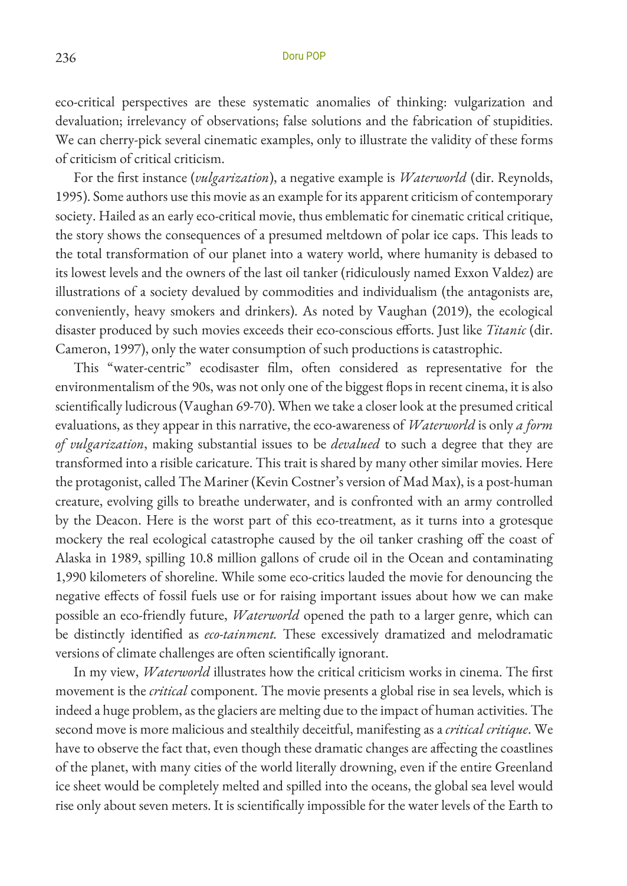eco-critical perspectives are these systematic anomalies of thinking: vulgarization and devaluation; irrelevancy of observations; false solutions and the fabrication of stupidities. We can cherry-pick several cinematic examples, only to illustrate the validity of these forms of criticism of critical criticism.

For the first instance (*vulgarization*), a negative example is *Waterworld* (dir. Reynolds, 1995). Some authors use this movie as an example for its apparent criticism of contemporary society. Hailed as an early eco-critical movie, thus emblematic for cinematic critical critique, the story shows the consequences of a presumed meltdown of polar ice caps. This leads to the total transformation of our planet into a watery world, where humanity is debased to its lowest levels and the owners of the last oil tanker (ridiculously named Exxon Valdez) are illustrations of a society devalued by commodities and individualism (the antagonists are, conveniently, heavy smokers and drinkers). As noted by Vaughan (2019), the ecological disaster produced by such movies exceeds their eco-conscious efforts. Just like *Titanic* (dir. Cameron, 1997), only the water consumption of such productions is catastrophic.

This "water-centric" ecodisaster film, often considered as representative for the environmentalism of the 90s, was not only one of the biggest flops in recent cinema, it is also scientifically ludicrous (Vaughan 69-70). When we take a closer look at the presumed critical evaluations, as they appear in this narrative, the eco-awareness of *Waterworld* is only *a form of vulgarization*, making substantial issues to be *devalued* to such a degree that they are transformed into a risible caricature. This trait is shared by many other similar movies. Here the protagonist, called The Mariner (Kevin Costner's version of Mad Max), is a post-human creature, evolving gills to breathe underwater, and is confronted with an army controlled by the Deacon. Here is the worst part of this eco-treatment, as it turns into a grotesque mockery the real ecological catastrophe caused by the oil tanker crashing off the coast of Alaska in 1989, spilling 10.8 million gallons of crude oil in the Ocean and contaminating 1,990 kilometers of shoreline. While some eco-critics lauded the movie for denouncing the negative effects of fossil fuels use or for raising important issues about how we can make possible an eco-friendly future, *Waterworld* opened the path to a larger genre, which can be distinctly identified as *eco-tainment.* These excessively dramatized and melodramatic versions of climate challenges are often scientifically ignorant.

In my view, *Waterworld* illustrates how the critical criticism works in cinema. The first movement is the *critical* component. The movie presents a global rise in sea levels, which is indeed a huge problem, as the glaciers are melting due to the impact of human activities. The second move is more malicious and stealthily deceitful, manifesting as a *critical critique*. We have to observe the fact that, even though these dramatic changes are affecting the coastlines of the planet, with many cities of the world literally drowning, even if the entire Greenland ice sheet would be completely melted and spilled into the oceans, the global sea level would rise only about seven meters. It is scientifically impossible for the water levels of the Earth to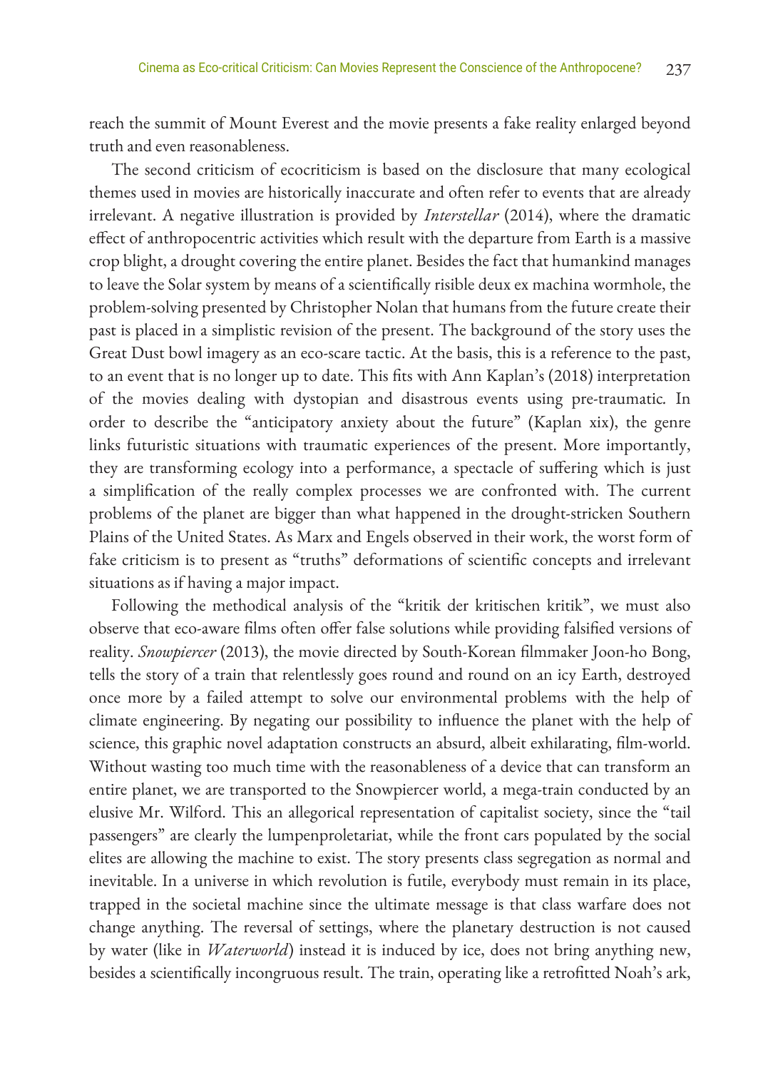reach the summit of Mount Everest and the movie presents a fake reality enlarged beyond truth and even reasonableness.

The second criticism of ecocriticism is based on the disclosure that many ecological themes used in movies are historically inaccurate and often refer to events that are already irrelevant. A negative illustration is provided by *Interstellar* (2014), where the dramatic effect of anthropocentric activities which result with the departure from Earth is a massive crop blight, a drought covering the entire planet. Besides the fact that humankind manages to leave the Solar system by means of a scientifically risible deux ex machina wormhole, the problem-solving presented by Christopher Nolan that humans from the future create their past is placed in a simplistic revision of the present. The background of the story uses the Great Dust bowl imagery as an eco-scare tactic. At the basis, this is a reference to the past, to an event that is no longer up to date. This fits with Ann Kaplan's (2018) interpretation of the movies dealing with dystopian and disastrous events using pre-traumatic. In order to describe the "anticipatory anxiety about the future" (Kaplan xix), the genre links futuristic situations with traumatic experiences of the present. More importantly, they are transforming ecology into a performance, a spectacle of suffering which is just a simplification of the really complex processes we are confronted with. The current problems of the planet are bigger than what happened in the drought-stricken Southern Plains of the United States. As Marx and Engels observed in their work, the worst form of fake criticism is to present as "truths" deformations of scientific concepts and irrelevant situations as if having a major impact.

Following the methodical analysis of the "kritik der kritischen kritik", we must also observe that eco-aware films often offer false solutions while providing falsified versions of reality. *Snowpiercer* (2013), the movie directed by South-Korean filmmaker Joon-ho Bong, tells the story of a train that relentlessly goes round and round on an icy Earth, destroyed once more by a failed attempt to solve our environmental problems with the help of climate engineering. By negating our possibility to influence the planet with the help of science, this graphic novel adaptation constructs an absurd, albeit exhilarating, film-world. Without wasting too much time with the reasonableness of a device that can transform an entire planet, we are transported to the Snowpiercer world, a mega-train conducted by an elusive Mr. Wilford. This an allegorical representation of capitalist society, since the "tail passengers" are clearly the lumpenproletariat, while the front cars populated by the social elites are allowing the machine to exist. The story presents class segregation as normal and inevitable. In a universe in which revolution is futile, everybody must remain in its place, trapped in the societal machine since the ultimate message is that class warfare does not change anything. The reversal of settings, where the planetary destruction is not caused by water (like in *Waterworld*) instead it is induced by ice, does not bring anything new, besides a scientifically incongruous result. The train, operating like a retrofitted Noah's ark,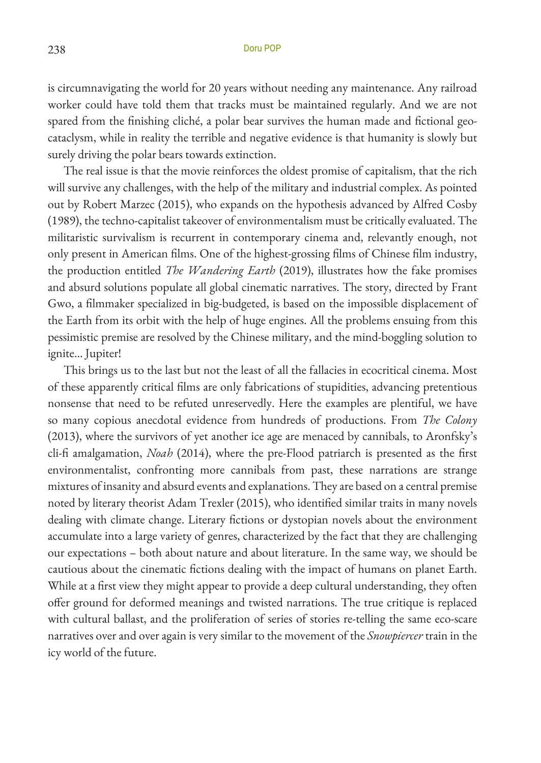is circumnavigating the world for 20 years without needing any maintenance. Any railroad worker could have told them that tracks must be maintained regularly. And we are not spared from the finishing cliché, a polar bear survives the human made and fictional geo-cataclysm, while in reality the terrible and negative evidence is that humanity is slowly but surely driving the polar bears towards extinction.

The real issue is that the movie reinforces the oldest promise of capitalism, that the rich will survive any challenges, with the help of the military and industrial complex. As pointed out by Robert Marzec (2015), who expands on the hypothesis advanced by Alfred Cosby (1989), the techno-capitalist takeover of environmentalism must be critically evaluated. The militaristic survivalism is recurrent in contemporary cinema and, relevantly enough, not only present in American films. One of the highest-grossing films of Chinese film industry, the production entitled *The Wandering Earth* (2019), illustrates how the fake promises and absurd solutions populate all global cinematic narratives. The story, directed by Frant Gwo, a filmmaker specialized in big-budgeted, is based on the impossible displacement of the Earth from its orbit with the help of huge engines. All the problems ensuing from this pessimistic premise are resolved by the Chinese military, and the mind-boggling solution to ignite... Jupiter!

This brings us to the last but not the least of all the fallacies in ecocritical cinema. Most of these apparently critical films are only fabrications of stupidities, advancing pretentious nonsense that need to be refuted unreservedly. Here the examples are plentiful, we have so many copious anecdotal evidence from hundreds of productions. From *The Colony* (2013), where the survivors of yet another ice age are menaced by cannibals, to Aronfsky's cli-fi amalgamation, *Noah* (2014), where the pre-Flood patriarch is presented as the first environmentalist, confronting more cannibals from past, these narrations are strange mixtures of insanity and absurd events and explanations. They are based on a central premise noted by literary theorist Adam Trexler (2015), who identified similar traits in many novels dealing with climate change. Literary fictions or dystopian novels about the environment accumulate into a large variety of genres, characterized by the fact that they are challenging our expectations – both about nature and about literature. In the same way, we should be cautious about the cinematic fictions dealing with the impact of humans on planet Earth. While at a first view they might appear to provide a deep cultural understanding, they often offer ground for deformed meanings and twisted narrations. The true critique is replaced with cultural ballast, and the proliferation of series of stories re-telling the same eco-scare narratives over and over again is very similar to the movement of the *Snowpiercer* train in the icy world of the future.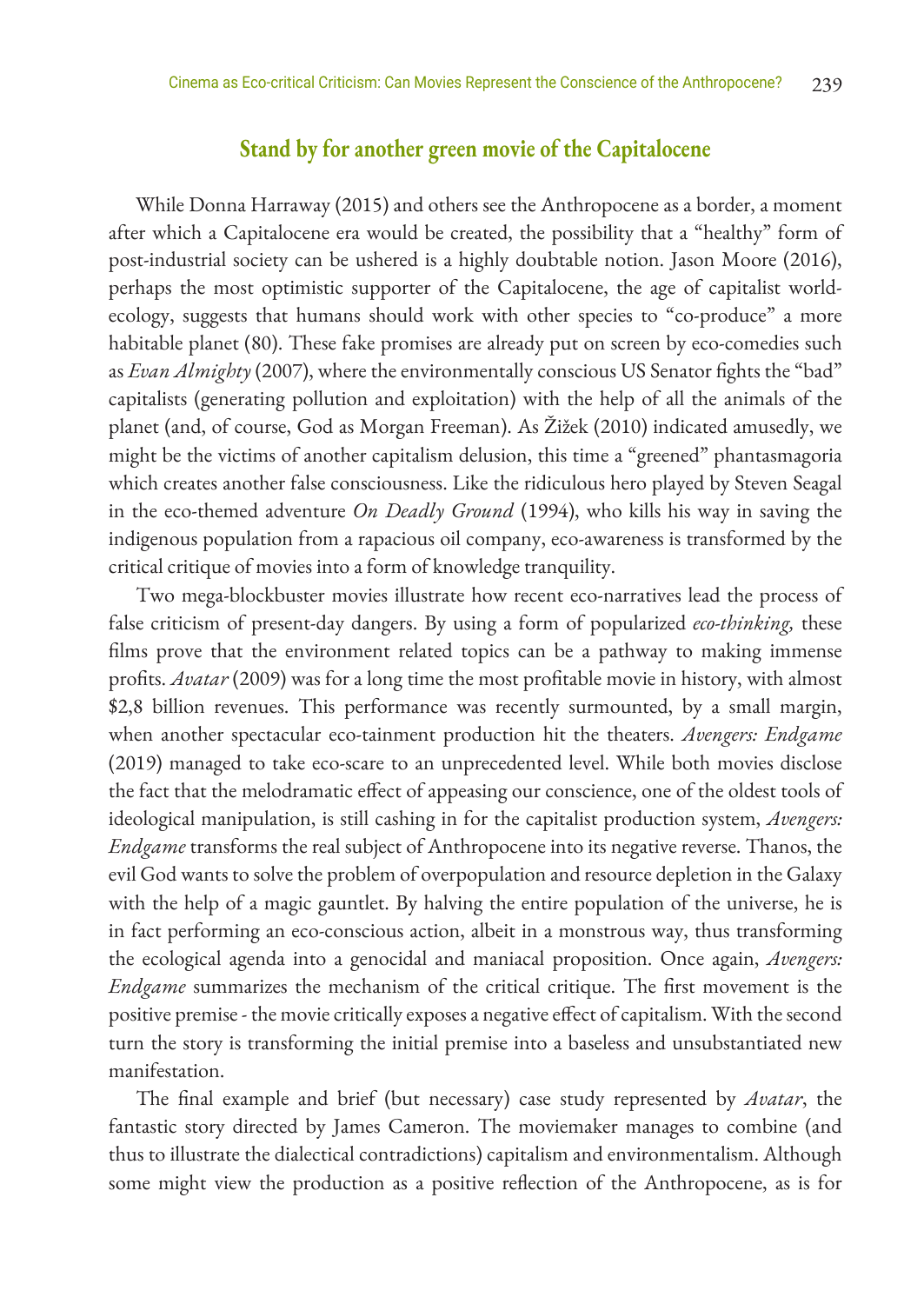## Stand by for another green movie of the Capitalocene

While Donna Harraway (2015) and others see the Anthropocene as a border, a moment after which a Capitalocene era would be created, the possibility that a "healthy" form of post-industrial society can be ushered is a highly doubtable notion. Jason Moore (2016), perhaps the most optimistic supporter of the Capitalocene, the age of capitalist world-ecology, suggests that humans should work with other species to "co-produce" a more habitable planet (80). These fake promises are already put on screen by eco-comedies such as *Evan Almighty* (2007), where the environmentally conscious US Senator fights the "bad" capitalists (generating pollution and exploitation) with the help of all the animals of the planet (and, of course, God as Morgan Freeman). As Žižek (2010) indicated amusedly, we might be the victims of another capitalism delusion, this time a "greened" phantasmagoria which creates another false consciousness. Like the ridiculous hero played by Steven Seagal in the eco-themed adventure *On Deadly Ground* (1994), who kills his way in saving the indigenous population from a rapacious oil company, eco-awareness is transformed by the critical critique of movies into a form of knowledge tranquility.

Two mega-blockbuster movies illustrate how recent eco-narratives lead the process of false criticism of present-day dangers. By using a form of popularized *eco-thinking,* these films prove that the environment related topics can be a pathway to making immense profits. *Avatar* (2009) was for a long time the most profitable movie in history, with almost $2,8 billion revenues. This performance was recently surmounted, by a small margin, when another spectacular eco-tainment production hit the theaters. *Avengers: Endgame* (2019) managed to take eco-scare to an unprecedented level. While both movies disclose the fact that the melodramatic effect of appeasing our conscience, one of the oldest tools of ideological manipulation, is still cashing in for the capitalist production system, *Avengers: Endgame* transforms the real subject of Anthropocene into its negative reverse. Thanos, the evil God wants to solve the problem of overpopulation and resource depletion in the Galaxy with the help of a magic gauntlet. By halving the entire population of the universe, he is in fact performing an eco-conscious action, albeit in a monstrous way, thus transforming the ecological agenda into a genocidal and maniacal proposition. Once again, *Avengers: Endgame* summarizes the mechanism of the critical critique. The first movement is the positive premise - the movie critically exposes a negative effect of capitalism. With the second turn the story is transforming the initial premise into a baseless and unsubstantiated new manifestation.

The final example and brief (but necessary) case study represented by *Avatar*, the fantastic story directed by James Cameron. The moviemaker manages to combine (and thus to illustrate the dialectical contradictions) capitalism and environmentalism. Although some might view the production as a positive reflection of the Anthropocene, as is for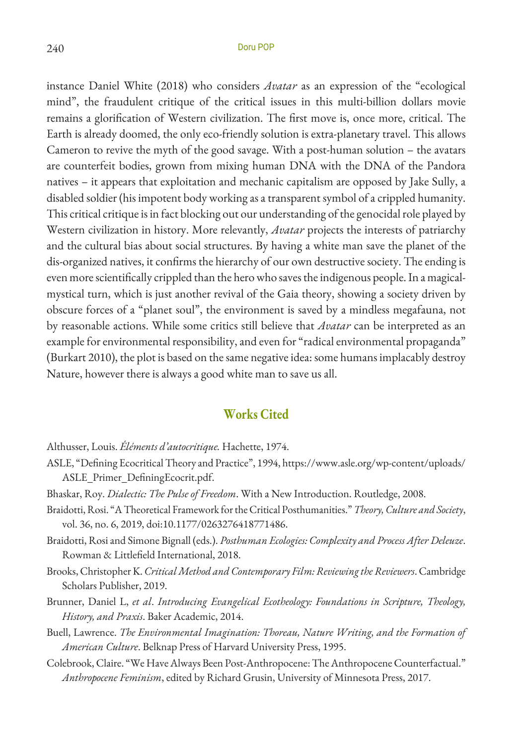instance Daniel White (2018) who considers *Avatar* as an expression of the "ecological mind", the fraudulent critique of the critical issues in this multi-billion dollars movie remains a glorification of Western civilization. The first move is, once more, critical. The Earth is already doomed, the only eco-friendly solution is extra-planetary travel. This allows Cameron to revive the myth of the good savage. With a post-human solution – the avatars are counterfeit bodies, grown from mixing human DNA with the DNA of the Pandora natives – it appears that exploitation and mechanic capitalism are opposed by Jake Sully, a disabled soldier (his impotent body working as a transparent symbol of a crippled humanity. This critical critique is in fact blocking out our understanding of the genocidal role played by Western civilization in history. More relevantly, *Avatar* projects the interests of patriarchy and the cultural bias about social structures. By having a white man save the planet of the dis-organized natives, it confirms the hierarchy of our own destructive society. The ending is even more scientifically crippled than the hero who saves the indigenous people. In a magical-mystical turn, which is just another revival of the Gaia theory, showing a society driven by obscure forces of a "planet soul", the environment is saved by a mindless megafauna, not by reasonable actions. While some critics still believe that *Avatar* can be interpreted as an example for environmental responsibility, and even for "radical environmental propaganda" (Burkart 2010), the plot is based on the same negative idea: some humans implacably destroy Nature, however there is always a good white man to save us all.

## Works Cited

Althusser, Louis. *Éléments d'autocritique.* Hachette, 1974.

ASLE, "Defining Ecocritical Theory and Practice", 1994, https://www.asle.org/wp-content/uploads/ASLE_Primer_DefiningEcocrit.pdf.

Bhaskar, Roy. *Dialectic: The Pulse of Freedom*. With a New Introduction. Routledge, 2008.

Braidotti, Rosi. "A Theoretical Framework for the Critical Posthumanities." *Theory, Culture and Society*, vol. 36, no. 6, 2019, doi:10.1177/0263276418771486.

Braidotti, Rosi and Simone Bignall (eds.). *Posthuman Ecologies: Complexity and Process After Deleuze*. Rowman & Littlefield International, 2018.

Brooks, Christopher K. *Critical Method and Contemporary Film: Reviewing the Reviewers*. Cambridge Scholars Publisher, 2019.

Brunner, Daniel L, *et al*. *Introducing Evangelical Ecotheology: Foundations in Scripture, Theology, History, and Praxis*. Baker Academic, 2014.

Buell, Lawrence. *The Environmental Imagination: Thoreau, Nature Writing, and the Formation of American Culture*. Belknap Press of Harvard University Press, 1995.

Colebrook, Claire. "We Have Always Been Post-Anthropocene: The Anthropocene Counterfactual." *Anthropocene Feminism*, edited by Richard Grusin, University of Minnesota Press, 2017.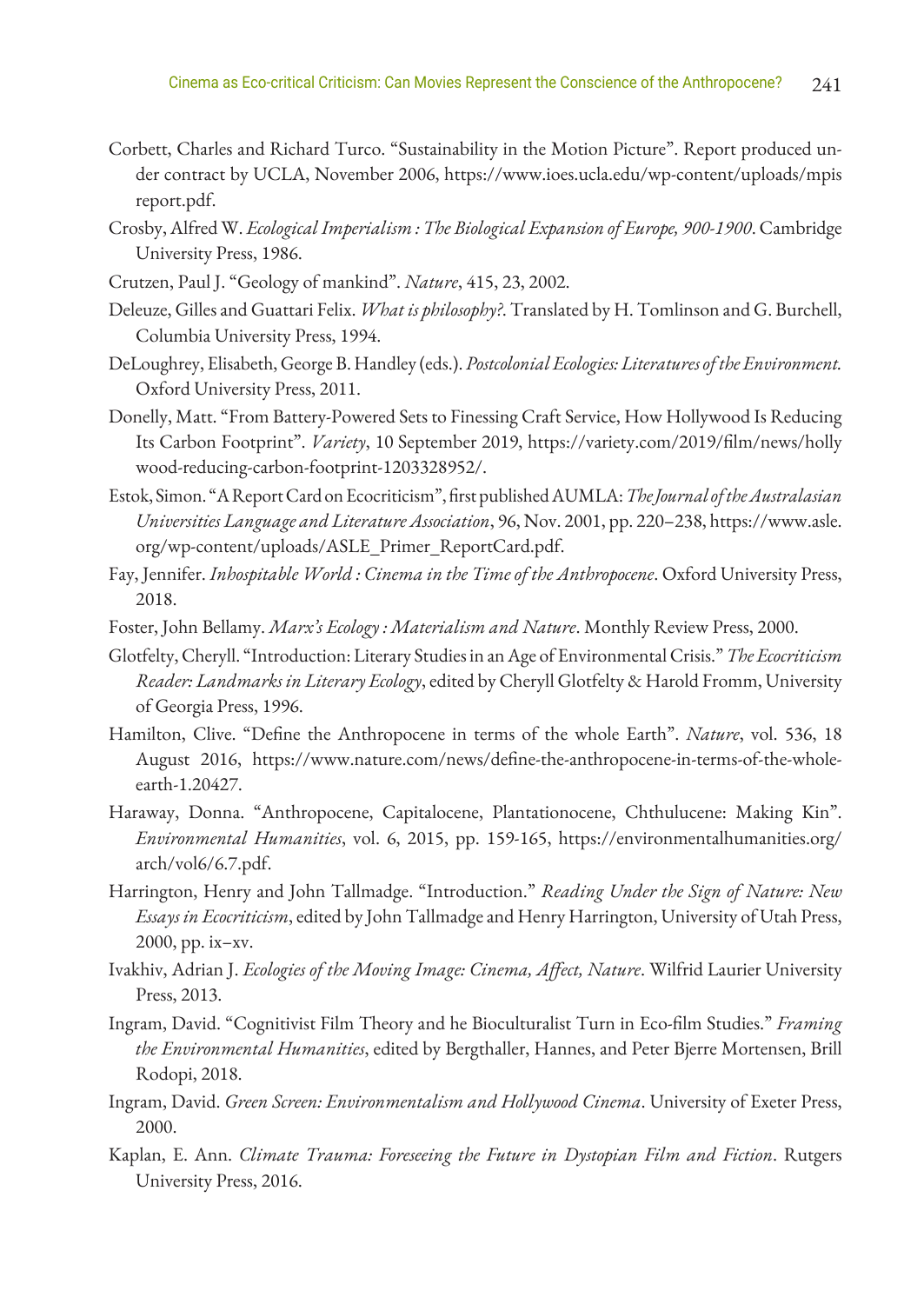Corbett, Charles and Richard Turco. "Sustainability in the Motion Picture". Report produced under contract by UCLA, November 2006, https://www.ioes.ucla.edu/wp-content/uploads/mpisreport.pdf.

Crosby, Alfred W. *Ecological Imperialism : The Biological Expansion of Europe, 900-1900*. Cambridge University Press, 1986.

Crutzen, Paul J. "Geology of mankind". *Nature*, 415, 23, 2002.

Deleuze, Gilles and Guattari Felix. *What is philosophy?*. Translated by H. Tomlinson and G. Burchell, Columbia University Press, 1994.

DeLoughrey, Elisabeth, George B. Handley (eds.). *Postcolonial Ecologies: Literatures of the Environment.* Oxford University Press, 2011.

Donelly, Matt. "From Battery-Powered Sets to Finessing Craft Service, How Hollywood Is Reducing Its Carbon Footprint". *Variety*, 10 September 2019, https://variety.com/2019/film/news/hollywood-reducing-carbon-footprint-1203328952/.

Estok, Simon. "A Report Card on Ecocriticism", first published AUMLA: *The Journal of the Australasian Universities Language and Literature Association*, 96, Nov. 2001, pp. 220–238, https://www.asle.org/wp-content/uploads/ASLE_Primer_ReportCard.pdf.

Fay, Jennifer. *Inhospitable World : Cinema in the Time of the Anthropocene*. Oxford University Press, 2018.

Foster, John Bellamy. *Marx's Ecology : Materialism and Nature*. Monthly Review Press, 2000.

Glotfelty, Cheryll. "Introduction: Literary Studies in an Age of Environmental Crisis." *The Ecocriticism Reader: Landmarks in Literary Ecology*, edited by Cheryll Glotfelty & Harold Fromm, University of Georgia Press, 1996.

Hamilton, Clive. "Define the Anthropocene in terms of the whole Earth". *Nature*, vol. 536, 18 August 2016, https://www.nature.com/news/define-the-anthropocene-in-terms-of-the-whole-earth-1.20427.

Haraway, Donna. "Anthropocene, Capitalocene, Plantationocene, Chthulucene: Making Kin". *Environmental Humanities*, vol. 6, 2015, pp. 159-165, https://environmentalhumanities.org/arch/vol6/6.7.pdf.

Harrington, Henry and John Tallmadge. "Introduction." *Reading Under the Sign of Nature: New Essays in Ecocriticism*, edited by John Tallmadge and Henry Harrington, University of Utah Press, 2000, pp. ix–xv.

Ivakhiv, Adrian J. *Ecologies of the Moving Image: Cinema, Affect, Nature*. Wilfrid Laurier University Press, 2013.

Ingram, David. "Cognitivist Film Theory and he Bioculturalist Turn in Eco-film Studies." *Framing the Environmental Humanities*, edited by Bergthaller, Hannes, and Peter Bjerre Mortensen, Brill Rodopi, 2018.

Ingram, David. *Green Screen: Environmentalism and Hollywood Cinema*. University of Exeter Press, 2000.

Kaplan, E. Ann. *Climate Trauma: Foreseeing the Future in Dystopian Film and Fiction*. Rutgers University Press, 2016.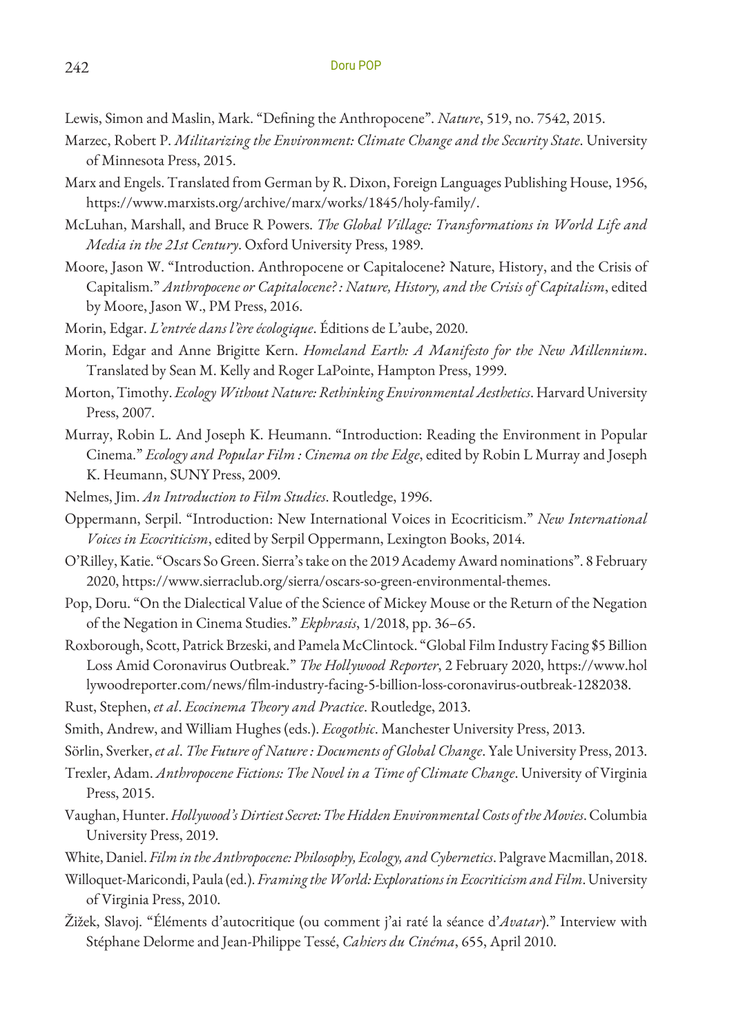Lewis, Simon and Maslin, Mark. "Defining the Anthropocene". *Nature*, 519, no. 7542, 2015.

Marzec, Robert P. *Militarizing the Environment: Climate Change and the Security State*. University of Minnesota Press, 2015.

Marx and Engels. Translated from German by R. Dixon, Foreign Languages Publishing House, 1956, https://www.marxists.org/archive/marx/works/1845/holy-family/.

McLuhan, Marshall, and Bruce R Powers. *The Global Village: Transformations in World Life and Media in the 21st Century*. Oxford University Press, 1989.

Moore, Jason W. "Introduction. Anthropocene or Capitalocene? Nature, History, and the Crisis of Capitalism." *Anthropocene or Capitalocene? : Nature, History, and the Crisis of Capitalism*, edited by Moore, Jason W., PM Press, 2016.

Morin, Edgar. *L'entrée dans l'ère écologique*. Éditions de L'aube, 2020.

Morin, Edgar and Anne Brigitte Kern. *Homeland Earth: A Manifesto for the New Millennium*. Translated by Sean M. Kelly and Roger LaPointe, Hampton Press, 1999.

Morton, Timothy. *Ecology Without Nature: Rethinking Environmental Aesthetics*. Harvard University Press, 2007.

Murray, Robin L. And Joseph K. Heumann. "Introduction: Reading the Environment in Popular Cinema." *Ecology and Popular Film : Cinema on the Edge*, edited by Robin L Murray and Joseph K. Heumann, SUNY Press, 2009.

Nelmes, Jim. *An Introduction to Film Studies*. Routledge, 1996.

Oppermann, Serpil. "Introduction: New International Voices in Ecocriticism." *New International Voices in Ecocriticism*, edited by Serpil Oppermann, Lexington Books, 2014.

O'Rilley, Katie. "Oscars So Green. Sierra's take on the 2019 Academy Award nominations". 8 February 2020, https://www.sierraclub.org/sierra/oscars-so-green-environmental-themes.

Pop, Doru. "On the Dialectical Value of the Science of Mickey Mouse or the Return of the Negation of the Negation in Cinema Studies." *Ekphrasis*, 1/2018, pp. 36–65.

Roxborough, Scott, Patrick Brzeski, and Pamela McClintock. "Global Film Industry Facing $5 Billion Loss Amid Coronavirus Outbreak." *The Hollywood Reporter*, 2 February 2020, https://www.hollywoodreporter.com/news/film-industry-facing-5-billion-loss-coronavirus-outbreak-1282038.

Rust, Stephen, *et al*. *Ecocinema Theory and Practice*. Routledge, 2013.

Smith, Andrew, and William Hughes (eds.). *Ecogothic*. Manchester University Press, 2013.

Sörlin, Sverker, *et al*. *The Future of Nature : Documents of Global Change*. Yale University Press, 2013.

Trexler, Adam. *Anthropocene Fictions: The Novel in a Time of Climate Change*. University of Virginia Press, 2015.

Vaughan, Hunter. *Hollywood's Dirtiest Secret: The Hidden Environmental Costs of the Movies*. Columbia University Press, 2019.

White, Daniel. *Film in the Anthropocene: Philosophy, Ecology, and Cybernetics*. Palgrave Macmillan, 2018.

Willoquet-Maricondi, Paula (ed.). *Framing the World: Explorations in Ecocriticism and Film*. University of Virginia Press, 2010.

Žižek, Slavoj. "Éléments d'autocritique (ou comment j'ai raté la séance d'*Avatar*)." Interview with Stéphane Delorme and Jean-Philippe Tessé, *Cahiers du Cinéma*, 655, April 2010.